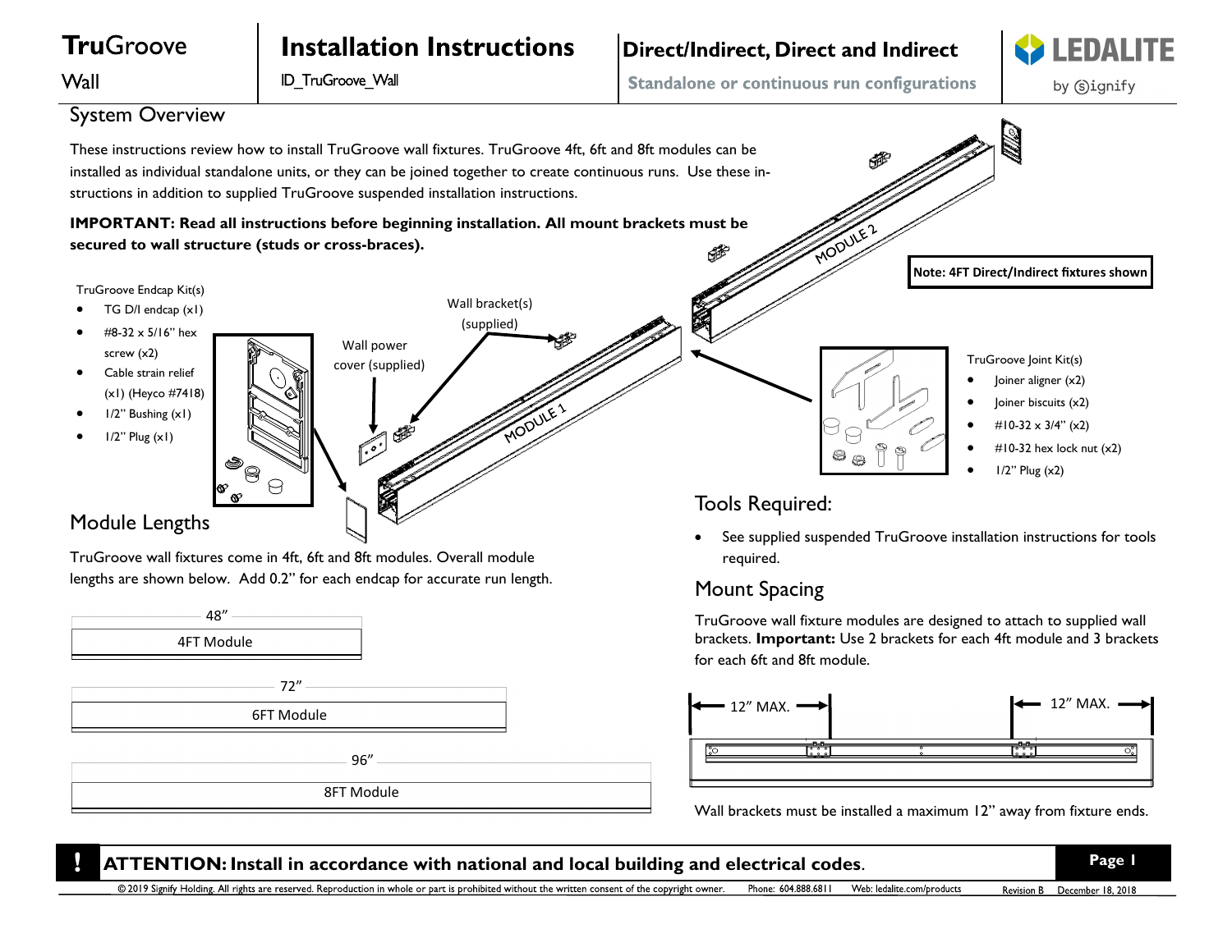# TruGroove Wall

## Installation Instructions

ID_TruGroove_Wall

### Direct/Indirect, Direct and Indirect

Standalone or continuous run configurations

LEDALITE by Signify

## System Overview

These instructions review how to install TruGroove wall fixtures. TruGroove 4ft, 6ft and 8ft modules can be installed as individual standalone units, or they can be joined together to create continuous runs. Use these instructions in addition to supplied TruGroove suspended installation instructions.

**IMPORTANT: Read all instructions before beginning installation. All mount brackets must be secured to wall structure (studs or cross-braces).**

**Note: 4FT Direct/Indirect fixtures shown**

TruGroove Endcap Kit(s)

- TG D/I endcap (x1)
- #8-32 x 5/16" hex screw (x2)
- Cable strain relief (x1) (Heyco #7418)
- 1/2" Bushing (x1)
- 1/2" Plug (x1)

Wall power cover (supplied)

Wall bracket(s) (supplied)

MODULE 1

MODULE 2

TruGroove Joint Kit(s)

- Joiner aligner (x2)
- Joiner biscuits (x2)
- #10-32 x 3/4" (x2)
- #10-32 hex lock nut (x2)
- 1/2" Plug (x2)

## Module Lengths

TruGroove wall fixtures come in 4ft, 6ft and 8ft modules. Overall module lengths are shown below. Add 0.2" for each endcap for accurate run length.

48" — 4FT Module

72" — 6FT Module

96" — 8FT Module

## Tools Required:

- See supplied suspended TruGroove installation instructions for tools required.

## Mount Spacing

TruGroove wall fixture modules are designed to attach to supplied wall brackets. **Important:** Use 2 brackets for each 4ft module and 3 brackets for each 6ft and 8ft module.

12" MAX. 12" MAX.

Wall brackets must be installed a maximum 12" away from fixture ends.

**ATTENTION: Install in accordance with national and local building and electrical codes.**

© 2019 Signify Holding. All rights are reserved. Reproduction in whole or part is prohibited without the written consent of the copyright owner. Phone: 604.888.6811 Web: ledalite.com/products Revision B December 18, 2018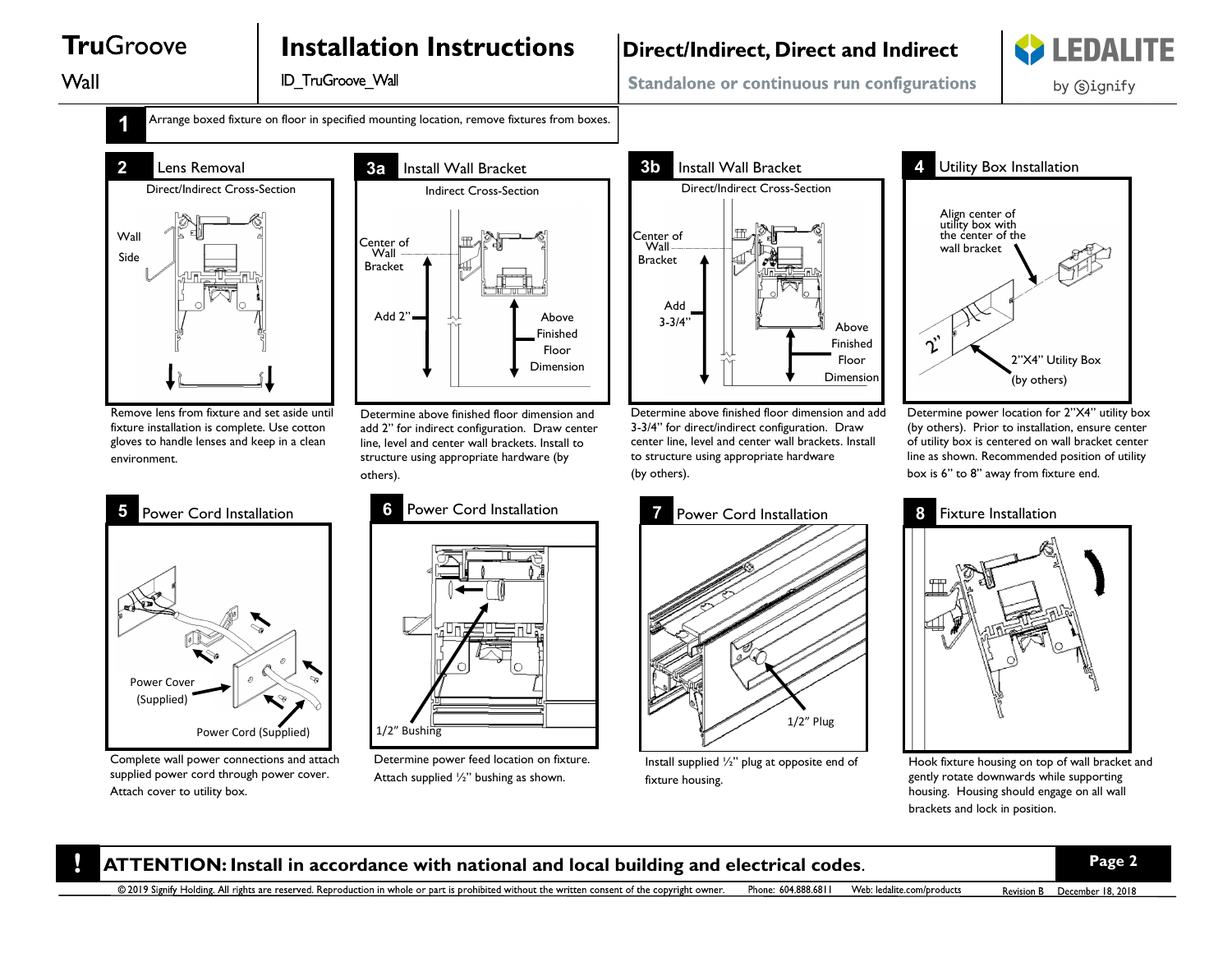# TruGroove Wall

## Installation Instructions

ID_TruGroove_Wall

## Direct/Indirect, Direct and Indirect

Standalone or continuous run configurations

LEDALITE by Signify

**1** Arrange boxed fixture on floor in specified mounting location, remove fixtures from boxes.

### 2 Lens Removal

Direct/Indirect Cross-Section

Wall Side

Remove lens from fixture and set aside until fixture installation is complete. Use cotton gloves to handle lenses and keep in a clean environment.

### 3a Install Wall Bracket

Indirect Cross-Section

Center of Wall Bracket

Add 2”

Above Finished Floor Dimension

Determine above finished floor dimension and add 2” for indirect configuration. Draw center line, level and center wall brackets. Install to structure using appropriate hardware (by others).

### 3b Install Wall Bracket

Direct/Indirect Cross-Section

Center of Wall Bracket

Add 3-3/4”

Above Finished Floor Dimension

Determine above finished floor dimension and add 3-3/4” for direct/indirect configuration. Draw center line, level and center wall brackets. Install to structure using appropriate hardware (by others).

### 4 Utility Box Installation

Align center of utility box with the center of the wall bracket

2”

2”X4” Utility Box (by others)

Determine power location for 2”X4” utility box (by others). Prior to installation, ensure center of utility box is centered on wall bracket center line as shown. Recommended position of utility box is 6” to 8” away from fixture end.

### 5 Power Cord Installation

Power Cover (Supplied)

Power Cord (Supplied)

Complete wall power connections and attach supplied power cord through power cover. Attach cover to utility box.

### 6 Power Cord Installation

1/2” Bushing

Determine power feed location on fixture. Attach supplied ½” bushing as shown.

### 7 Power Cord Installation

1/2” Plug

Install supplied ½” plug at opposite end of fixture housing.

### 8 Fixture Installation

Hook fixture housing on top of wall bracket and gently rotate downwards while supporting housing. Housing should engage on all wall brackets and lock in position.

**! ATTENTION: Install in accordance with national and local building and electrical codes.**

© 2019 Signify Holding. All rights are reserved. Reproduction in whole or part is prohibited without the written consent of the copyright owner. Phone: 604.888.6811 Web: ledalite.com/products Revision B December 18, 2018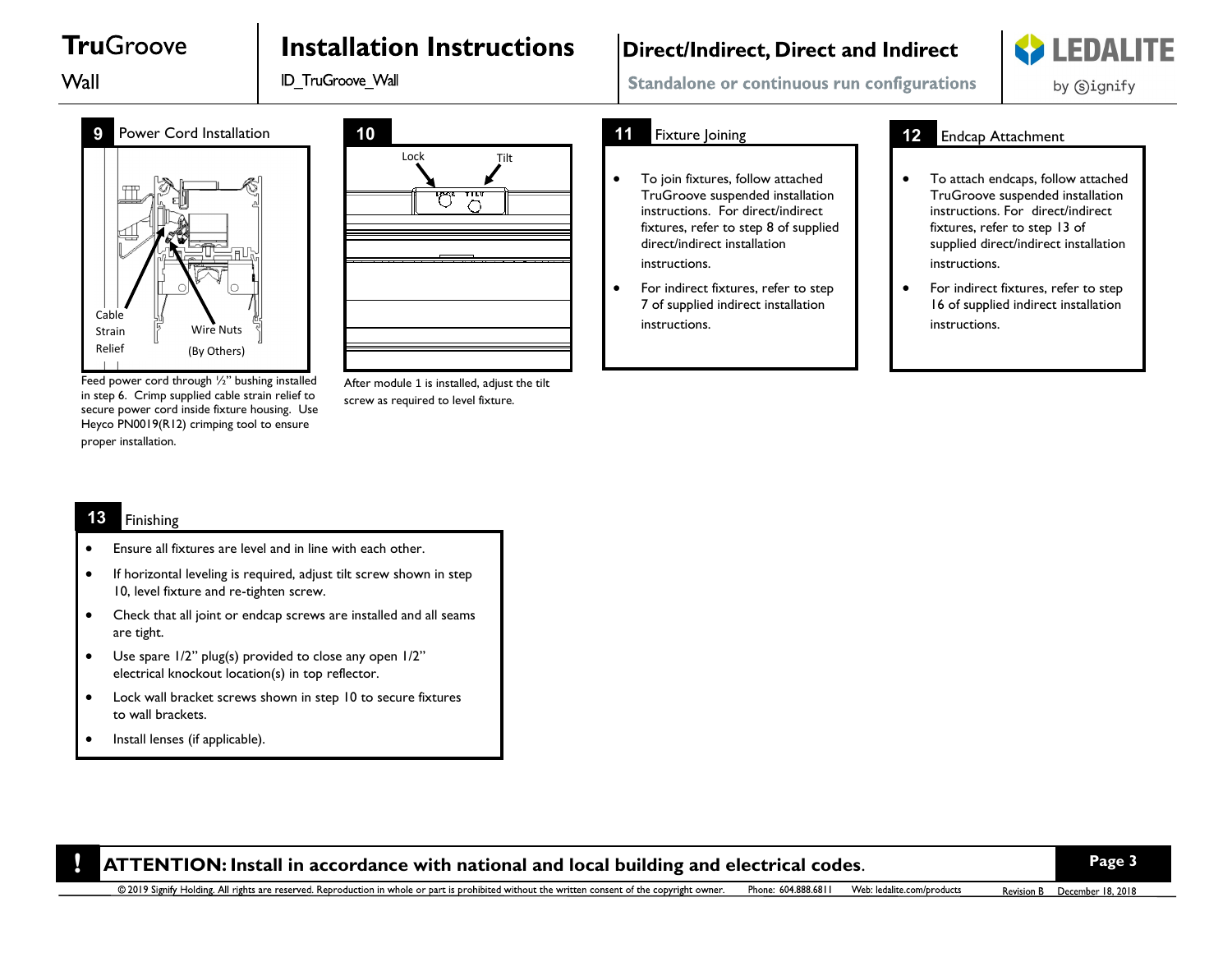## 9 Power Cord Installation

Cable Strain Relief

Wire Nuts (By Others)

Feed power cord through ½" bushing installed in step 6. Crimp supplied cable strain relief to secure power cord inside fixture housing. Use Heyco PN0019(R12) crimping tool to ensure proper installation.

## 10

Lock

Tilt

After module 1 is installed, adjust the tilt screw as required to level fixture.

## 11 Fixture Joining

- To join fixtures, follow attached TruGroove suspended installation instructions. For direct/indirect fixtures, refer to step 8 of supplied direct/indirect installation instructions.
- For indirect fixtures, refer to step 7 of supplied indirect installation instructions.

## 12 Endcap Attachment

- To attach endcaps, follow attached TruGroove suspended installation instructions. For direct/indirect fixtures, refer to step 13 of supplied direct/indirect installation instructions.
- For indirect fixtures, refer to step 16 of supplied indirect installation instructions.

## 13 Finishing

- Ensure all fixtures are level and in line with each other.
- If horizontal leveling is required, adjust tilt screw shown in step 10, level fixture and re-tighten screw.
- Check that all joint or endcap screws are installed and all seams are tight.
- Use spare 1/2" plug(s) provided to close any open 1/2" electrical knockout location(s) in top reflector.
- Lock wall bracket screws shown in step 10 to secure fixtures to wall brackets.
- Install lenses (if applicable).

**! ATTENTION: Install in accordance with national and local building and electrical codes.**